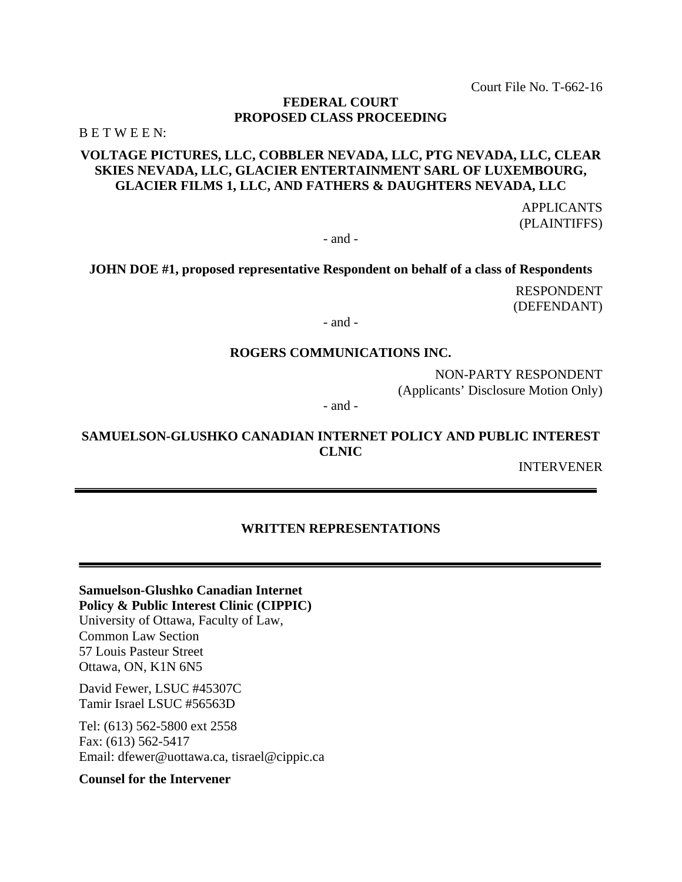Court File No. T-662-16

**FEDERAL COURT**
**PROPOSED CLASS PROCEEDING**

B E T W E E N:

**VOLTAGE PICTURES, LLC, COBBLER NEVADA, LLC, PTG NEVADA, LLC, CLEAR SKIES NEVADA, LLC, GLACIER ENTERTAINMENT SARL OF LUXEMBOURG, GLACIER FILMS 1, LLC, AND FATHERS & DAUGHTERS NEVADA, LLC**

APPLICANTS
(PLAINTIFFS)

- and -

**JOHN DOE #1, proposed representative Respondent on behalf of a class of Respondents**

RESPONDENT
(DEFENDANT)

- and -

**ROGERS COMMUNICATIONS INC.**

NON-PARTY RESPONDENT
(Applicants' Disclosure Motion Only)

- and -

**SAMUELSON-GLUSHKO CANADIAN INTERNET POLICY AND PUBLIC INTEREST CLNIC**

INTERVENER

---

# WRITTEN REPRESENTATIONS

---

**Samuelson-Glushko Canadian Internet Policy & Public Interest Clinic (CIPPIC)**
University of Ottawa, Faculty of Law,
Common Law Section
57 Louis Pasteur Street
Ottawa, ON, K1N 6N5

David Fewer, LSUC #45307C
Tamir Israel LSUC #56563D

Tel: (613) 562-5800 ext 2558
Fax: (613) 562-5417
Email: dfewer@uottawa.ca, tisrael@cippic.ca

**Counsel for the Intervener**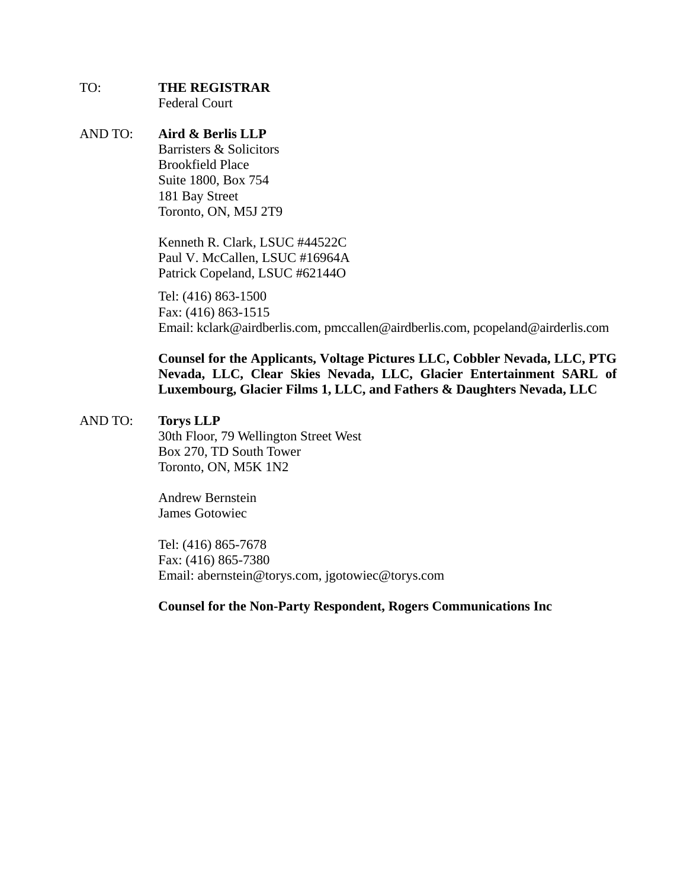TO: **THE REGISTRAR**
Federal Court

AND TO: **Aird & Berlis LLP**
Barristers & Solicitors
Brookfield Place
Suite 1800, Box 754
181 Bay Street
Toronto, ON, M5J 2T9

Kenneth R. Clark, LSUC #44522C
Paul V. McCallen, LSUC #16964A
Patrick Copeland, LSUC #62144O

Tel: (416) 863-1500
Fax: (416) 863-1515
Email: kclark@airdberlis.com, pmccallen@airdberlis.com, pcopeland@airderlis.com

**Counsel for the Applicants, Voltage Pictures LLC, Cobbler Nevada, LLC, PTG Nevada, LLC, Clear Skies Nevada, LLC, Glacier Entertainment SARL of Luxembourg, Glacier Films 1, LLC, and Fathers & Daughters Nevada, LLC**

AND TO: **Torys LLP**
30th Floor, 79 Wellington Street West
Box 270, TD South Tower
Toronto, ON, M5K 1N2

Andrew Bernstein
James Gotowiec

Tel: (416) 865-7678
Fax: (416) 865-7380
Email: abernstein@torys.com, jgotowiec@torys.com

**Counsel for the Non-Party Respondent, Rogers Communications Inc**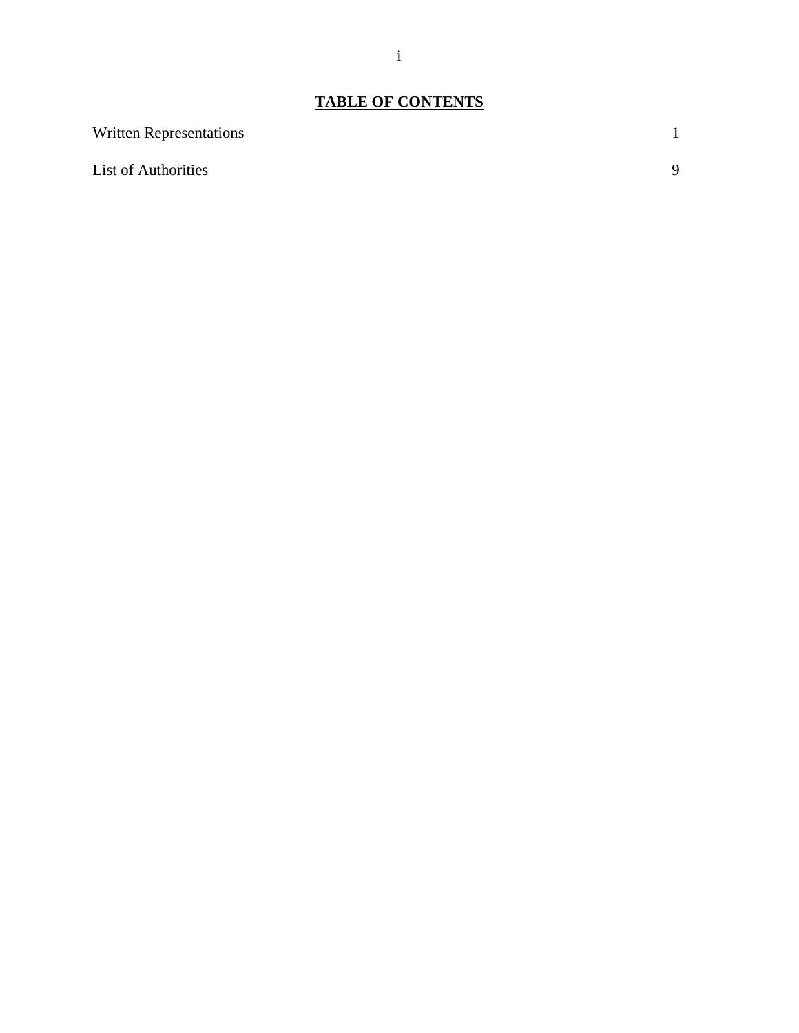# TABLE OF CONTENTS

| | |
|---|---|
| Written Representations | 1 |
| List of Authorities | 9 |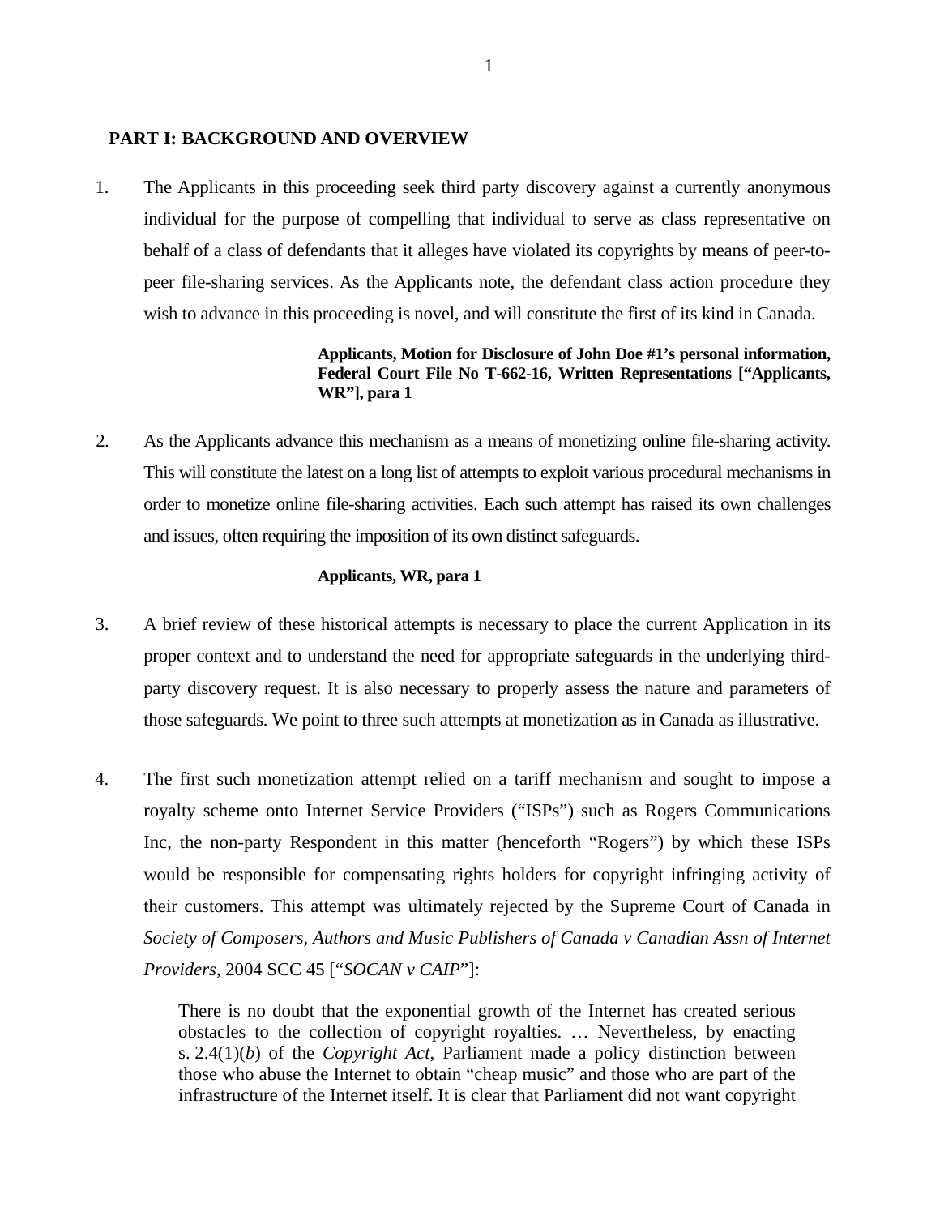## PART I: BACKGROUND AND OVERVIEW

1. The Applicants in this proceeding seek third party discovery against a currently anonymous individual for the purpose of compelling that individual to serve as class representative on behalf of a class of defendants that it alleges have violated its copyrights by means of peer-to-peer file-sharing services. As the Applicants note, the defendant class action procedure they wish to advance in this proceeding is novel, and will constitute the first of its kind in Canada.

> **Applicants, Motion for Disclosure of John Doe #1's personal information, Federal Court File No T-662-16, Written Representations ["Applicants, WR"], para 1**

2. As the Applicants advance this mechanism as a means of monetizing online file-sharing activity. This will constitute the latest on a long list of attempts to exploit various procedural mechanisms in order to monetize online file-sharing activities. Each such attempt has raised its own challenges and issues, often requiring the imposition of its own distinct safeguards.

> **Applicants, WR, para 1**

3. A brief review of these historical attempts is necessary to place the current Application in its proper context and to understand the need for appropriate safeguards in the underlying third-party discovery request. It is also necessary to properly assess the nature and parameters of those safeguards. We point to three such attempts at monetization as in Canada as illustrative.

4. The first such monetization attempt relied on a tariff mechanism and sought to impose a royalty scheme onto Internet Service Providers ("ISPs") such as Rogers Communications Inc, the non-party Respondent in this matter (henceforth "Rogers") by which these ISPs would be responsible for compensating rights holders for copyright infringing activity of their customers. This attempt was ultimately rejected by the Supreme Court of Canada in *Society of Composers, Authors and Music Publishers of Canada v Canadian Assn of Internet Providers*, 2004 SCC 45 ["*SOCAN v CAIP*"]:

> There is no doubt that the exponential growth of the Internet has created serious obstacles to the collection of copyright royalties. … Nevertheless, by enacting s. 2.4(1)(*b*) of the *Copyright Act*, Parliament made a policy distinction between those who abuse the Internet to obtain "cheap music" and those who are part of the infrastructure of the Internet itself. It is clear that Parliament did not want copyright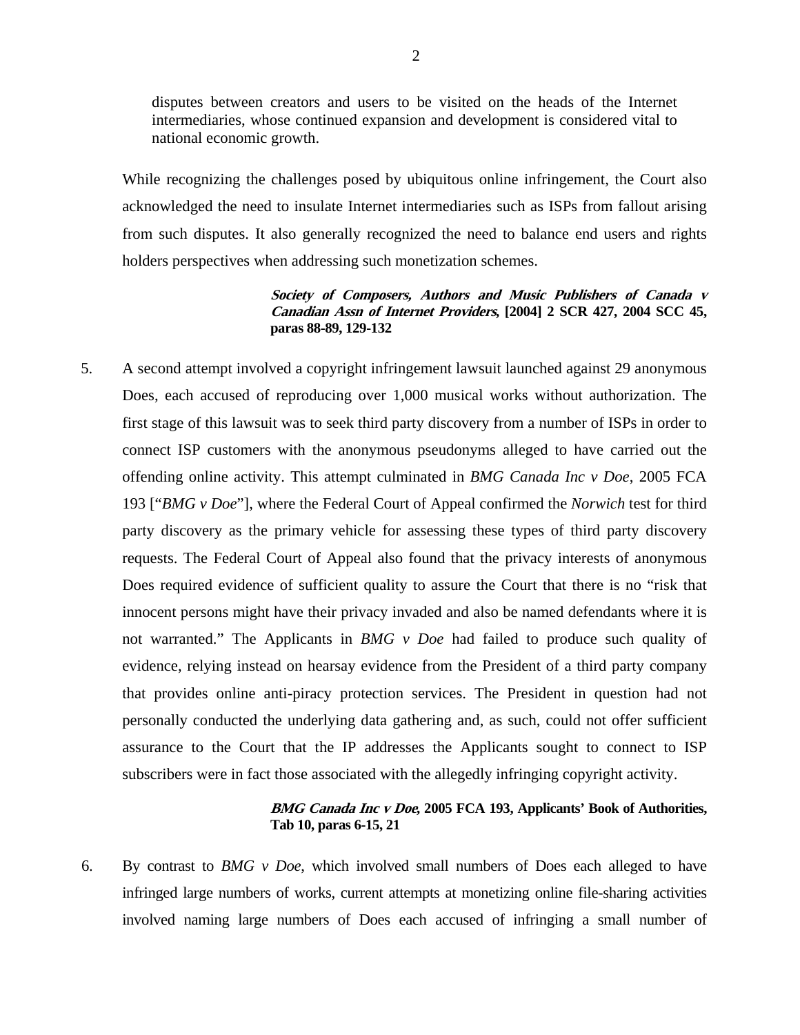> disputes between creators and users to be visited on the heads of the Internet intermediaries, whose continued expansion and development is considered vital to national economic growth.

While recognizing the challenges posed by ubiquitous online infringement, the Court also acknowledged the need to insulate Internet intermediaries such as ISPs from fallout arising from such disputes. It also generally recognized the need to balance end users and rights holders perspectives when addressing such monetization schemes.

> ***Society of Composers, Authors and Music Publishers of Canada v Canadian Assn of Internet Providers*, [2004] 2 SCR 427, 2004 SCC 45, paras 88-89, 129-132**

5. A second attempt involved a copyright infringement lawsuit launched against 29 anonymous Does, each accused of reproducing over 1,000 musical works without authorization. The first stage of this lawsuit was to seek third party discovery from a number of ISPs in order to connect ISP customers with the anonymous pseudonyms alleged to have carried out the offending online activity. This attempt culminated in *BMG Canada Inc v Doe*, 2005 FCA 193 ["*BMG v Doe*"], where the Federal Court of Appeal confirmed the *Norwich* test for third party discovery as the primary vehicle for assessing these types of third party discovery requests. The Federal Court of Appeal also found that the privacy interests of anonymous Does required evidence of sufficient quality to assure the Court that there is no "risk that innocent persons might have their privacy invaded and also be named defendants where it is not warranted." The Applicants in *BMG v Doe* had failed to produce such quality of evidence, relying instead on hearsay evidence from the President of a third party company that provides online anti-piracy protection services. The President in question had not personally conducted the underlying data gathering and, as such, could not offer sufficient assurance to the Court that the IP addresses the Applicants sought to connect to ISP subscribers were in fact those associated with the allegedly infringing copyright activity.

> ***BMG Canada Inc v Doe*, 2005 FCA 193, Applicants' Book of Authorities, Tab 10, paras 6-15, 21**

6. By contrast to *BMG v Doe*, which involved small numbers of Does each alleged to have infringed large numbers of works, current attempts at monetizing online file-sharing activities involved naming large numbers of Does each accused of infringing a small number of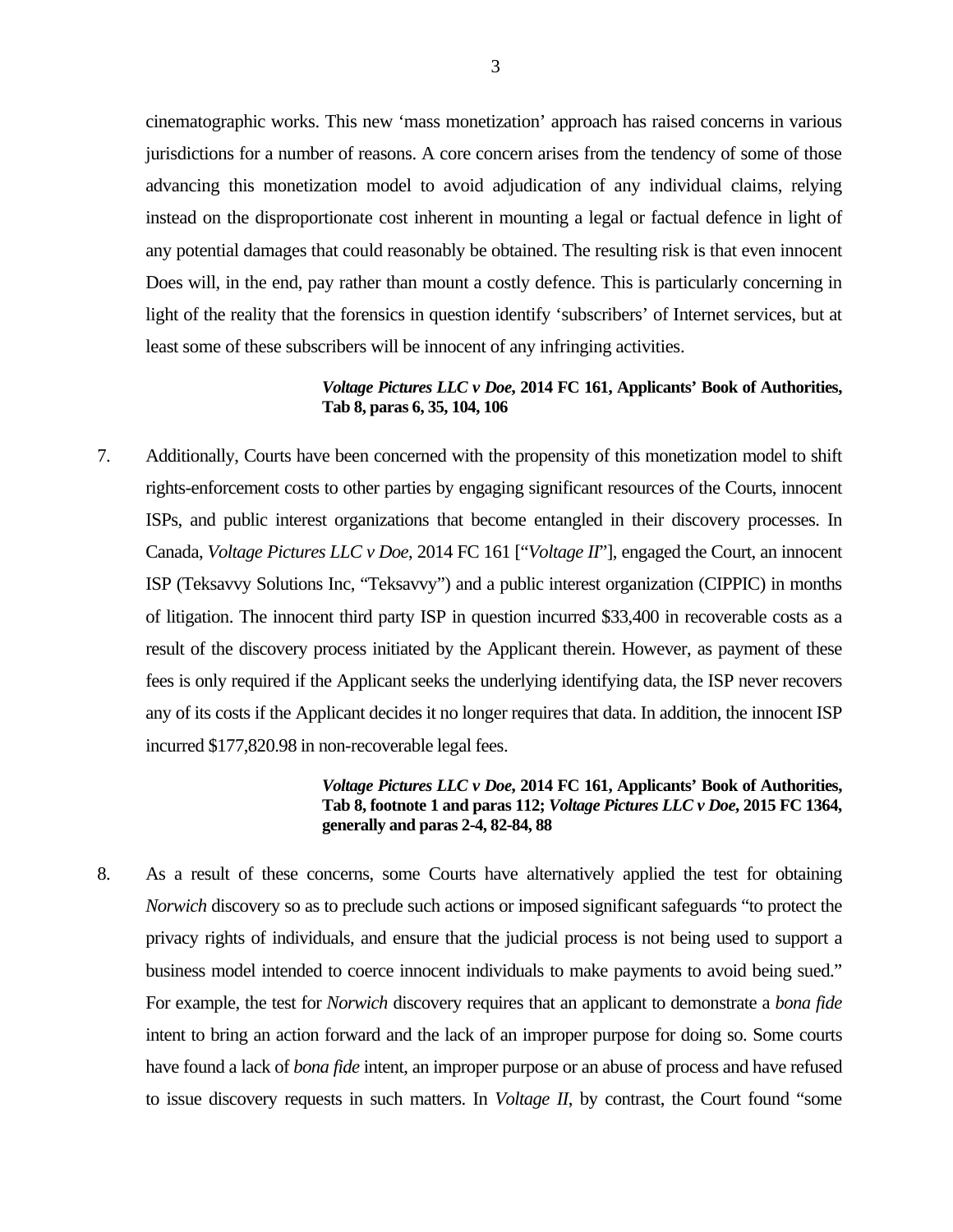cinematographic works. This new ‘mass monetization’ approach has raised concerns in various jurisdictions for a number of reasons. A core concern arises from the tendency of some of those advancing this monetization model to avoid adjudication of any individual claims, relying instead on the disproportionate cost inherent in mounting a legal or factual defence in light of any potential damages that could reasonably be obtained. The resulting risk is that even innocent Does will, in the end, pay rather than mount a costly defence. This is particularly concerning in light of the reality that the forensics in question identify ‘subscribers’ of Internet services, but at least some of these subscribers will be innocent of any infringing activities.

> ***Voltage Pictures LLC v Doe*, 2014 FC 161, Applicants’ Book of Authorities, Tab 8, paras 6, 35, 104, 106**

7. Additionally, Courts have been concerned with the propensity of this monetization model to shift rights-enforcement costs to other parties by engaging significant resources of the Courts, innocent ISPs, and public interest organizations that become entangled in their discovery processes. In Canada, *Voltage Pictures LLC v Doe*, 2014 FC 161 [“*Voltage II*”], engaged the Court, an innocent ISP (Teksavvy Solutions Inc, “Teksavvy”) and a public interest organization (CIPPIC) in months of litigation. The innocent third party ISP in question incurred $33,400 in recoverable costs as a result of the discovery process initiated by the Applicant therein. However, as payment of these fees is only required if the Applicant seeks the underlying identifying data, the ISP never recovers any of its costs if the Applicant decides it no longer requires that data. In addition, the innocent ISP incurred $177,820.98 in non-recoverable legal fees.

> ***Voltage Pictures LLC v Doe*, 2014 FC 161, Applicants’ Book of Authorities, Tab 8, footnote 1 and paras 112; *Voltage Pictures LLC v Doe*, 2015 FC 1364, generally and paras 2-4, 82-84, 88**

8. As a result of these concerns, some Courts have alternatively applied the test for obtaining *Norwich* discovery so as to preclude such actions or imposed significant safeguards “to protect the privacy rights of individuals, and ensure that the judicial process is not being used to support a business model intended to coerce innocent individuals to make payments to avoid being sued.” For example, the test for *Norwich* discovery requires that an applicant to demonstrate a *bona fide* intent to bring an action forward and the lack of an improper purpose for doing so. Some courts have found a lack of *bona fide* intent, an improper purpose or an abuse of process and have refused to issue discovery requests in such matters. In *Voltage II*, by contrast, the Court found “some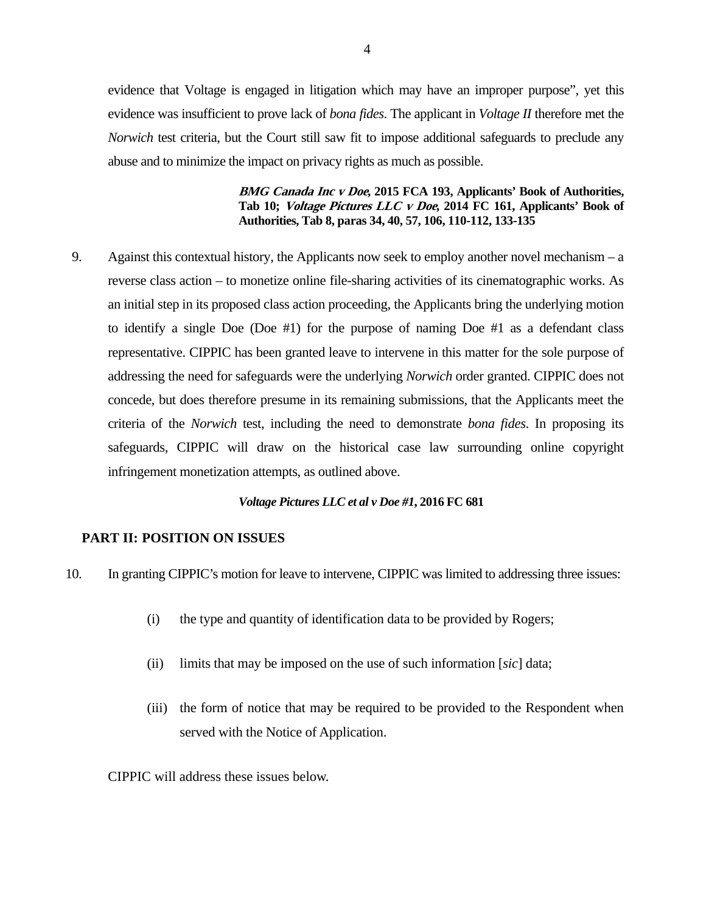evidence that Voltage is engaged in litigation which may have an improper purpose", yet this evidence was insufficient to prove lack of *bona fides*. The applicant in *Voltage II* therefore met the *Norwich* test criteria, but the Court still saw fit to impose additional safeguards to preclude any abuse and to minimize the impact on privacy rights as much as possible.

> ***BMG Canada Inc v Doe*, 2015 FCA 193, Applicants' Book of Authorities, Tab 10; *Voltage Pictures LLC v Doe*, 2014 FC 161, Applicants' Book of Authorities, Tab 8, paras 34, 40, 57, 106, 110-112, 133-135**

9. Against this contextual history, the Applicants now seek to employ another novel mechanism – a reverse class action – to monetize online file-sharing activities of its cinematographic works. As an initial step in its proposed class action proceeding, the Applicants bring the underlying motion to identify a single Doe (Doe #1) for the purpose of naming Doe #1 as a defendant class representative. CIPPIC has been granted leave to intervene in this matter for the sole purpose of addressing the need for safeguards were the underlying *Norwich* order granted. CIPPIC does not concede, but does therefore presume in its remaining submissions, that the Applicants meet the criteria of the *Norwich* test, including the need to demonstrate *bona fides*. In proposing its safeguards, CIPPIC will draw on the historical case law surrounding online copyright infringement monetization attempts, as outlined above.

> ***Voltage Pictures LLC et al v Doe #1*, 2016 FC 681**

## PART II: POSITION ON ISSUES

10. In granting CIPPIC's motion for leave to intervene, CIPPIC was limited to addressing three issues:

    (i) the type and quantity of identification data to be provided by Rogers;

    (ii) limits that may be imposed on the use of such information [*sic*] data;

    (iii) the form of notice that may be required to be provided to the Respondent when served with the Notice of Application.

    CIPPIC will address these issues below.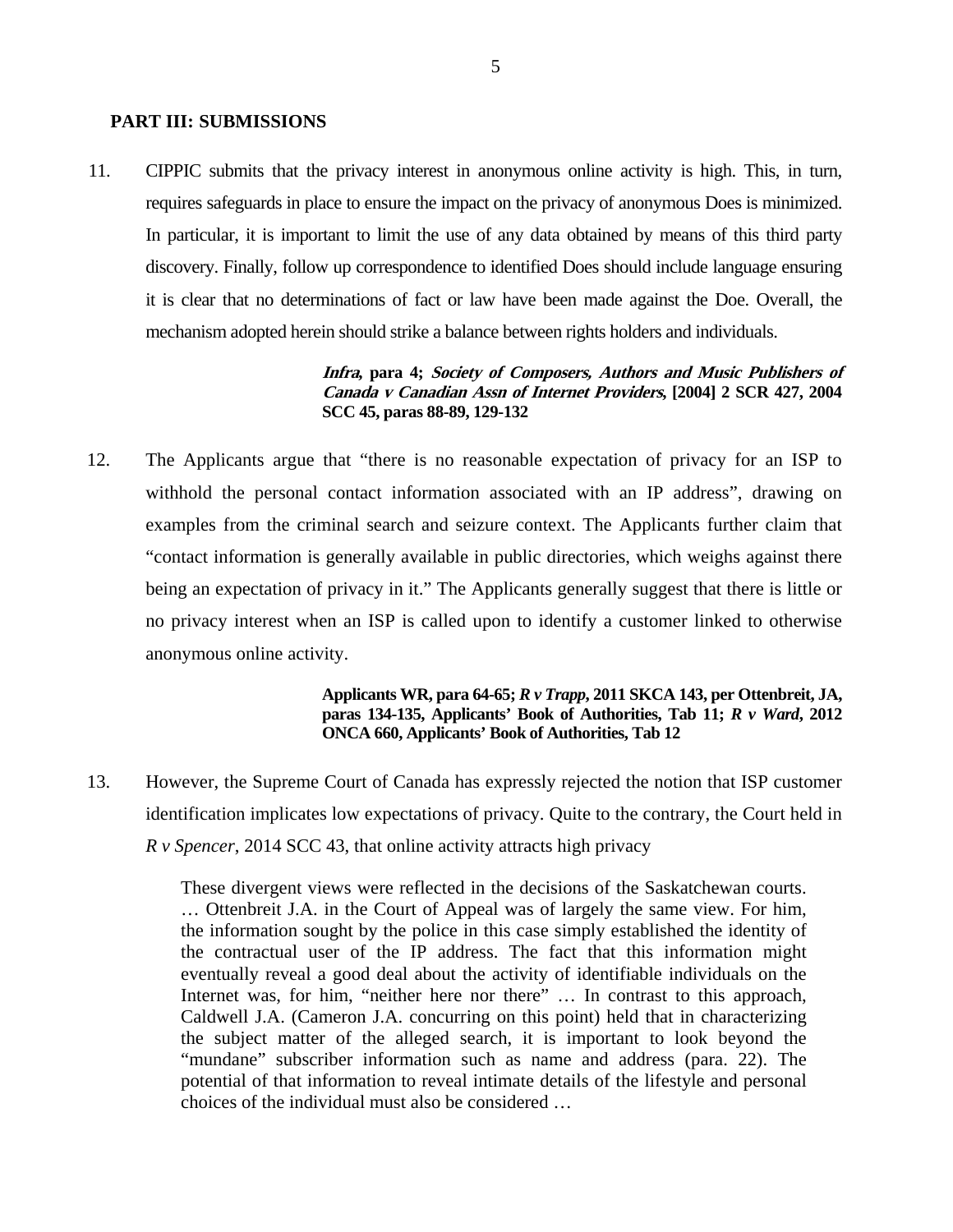## PART III: SUBMISSIONS

11. CIPPIC submits that the privacy interest in anonymous online activity is high. This, in turn, requires safeguards in place to ensure the impact on the privacy of anonymous Does is minimized. In particular, it is important to limit the use of any data obtained by means of this third party discovery. Finally, follow up correspondence to identified Does should include language ensuring it is clear that no determinations of fact or law have been made against the Doe. Overall, the mechanism adopted herein should strike a balance between rights holders and individuals.

> ***Infra*, para 4; *Society of Composers, Authors and Music Publishers of Canada v Canadian Assn of Internet Providers*, [2004] 2 SCR 427, 2004 SCC 45, paras 88-89, 129-132**

12. The Applicants argue that "there is no reasonable expectation of privacy for an ISP to withhold the personal contact information associated with an IP address", drawing on examples from the criminal search and seizure context. The Applicants further claim that "contact information is generally available in public directories, which weighs against there being an expectation of privacy in it." The Applicants generally suggest that there is little or no privacy interest when an ISP is called upon to identify a customer linked to otherwise anonymous online activity.

> **Applicants WR, para 64-65; *R v Trapp*, 2011 SKCA 143, per Ottenbreit, JA, paras 134-135, Applicants' Book of Authorities, Tab 11; *R v Ward*, 2012 ONCA 660, Applicants' Book of Authorities, Tab 12**

13. However, the Supreme Court of Canada has expressly rejected the notion that ISP customer identification implicates low expectations of privacy. Quite to the contrary, the Court held in *R v Spencer*, 2014 SCC 43, that online activity attracts high privacy

> These divergent views were reflected in the decisions of the Saskatchewan courts. … Ottenbreit J.A. in the Court of Appeal was of largely the same view. For him, the information sought by the police in this case simply established the identity of the contractual user of the IP address. The fact that this information might eventually reveal a good deal about the activity of identifiable individuals on the Internet was, for him, "neither here nor there" … In contrast to this approach, Caldwell J.A. (Cameron J.A. concurring on this point) held that in characterizing the subject matter of the alleged search, it is important to look beyond the "mundane" subscriber information such as name and address (para. 22). The potential of that information to reveal intimate details of the lifestyle and personal choices of the individual must also be considered …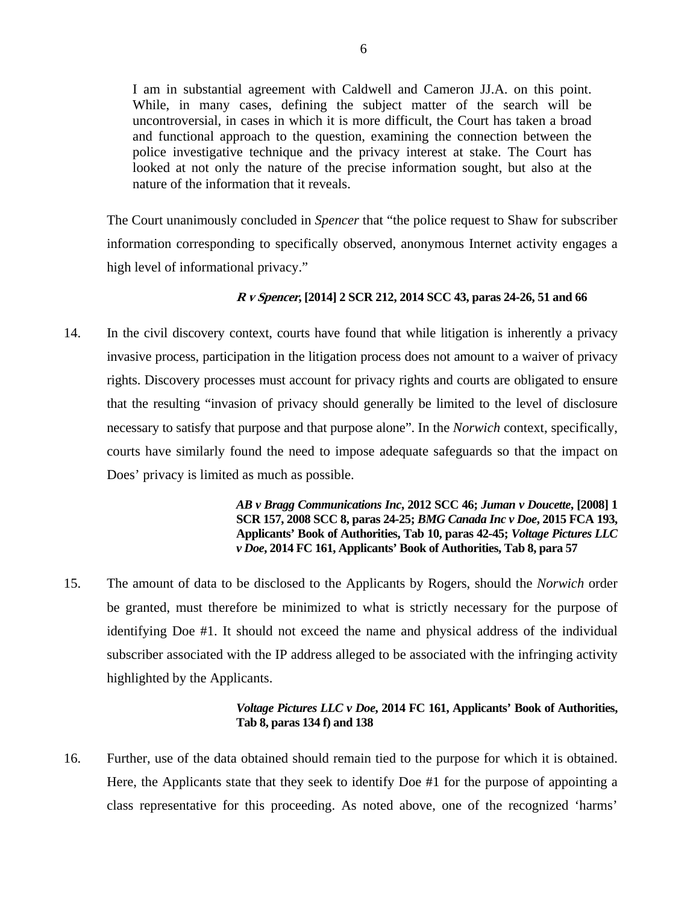> I am in substantial agreement with Caldwell and Cameron JJ.A. on this point. While, in many cases, defining the subject matter of the search will be uncontroversial, in cases in which it is more difficult, the Court has taken a broad and functional approach to the question, examining the connection between the police investigative technique and the privacy interest at stake. The Court has looked at not only the nature of the precise information sought, but also at the nature of the information that it reveals.

The Court unanimously concluded in *Spencer* that "the police request to Shaw for subscriber information corresponding to specifically observed, anonymous Internet activity engages a high level of informational privacy."

> ***R v Spencer*, [2014] 2 SCR 212, 2014 SCC 43, paras 24-26, 51 and 66**

14. In the civil discovery context, courts have found that while litigation is inherently a privacy invasive process, participation in the litigation process does not amount to a waiver of privacy rights. Discovery processes must account for privacy rights and courts are obligated to ensure that the resulting "invasion of privacy should generally be limited to the level of disclosure necessary to satisfy that purpose and that purpose alone". In the *Norwich* context, specifically, courts have similarly found the need to impose adequate safeguards so that the impact on Does' privacy is limited as much as possible.

> ***AB v Bragg Communications Inc*, 2012 SCC 46; *Juman v Doucette*, [2008] 1 SCR 157, 2008 SCC 8, paras 24-25; *BMG Canada Inc v Doe*, 2015 FCA 193, Applicants' Book of Authorities, Tab 10, paras 42-45; *Voltage Pictures LLC v Doe*, 2014 FC 161, Applicants' Book of Authorities, Tab 8, para 57**

15. The amount of data to be disclosed to the Applicants by Rogers, should the *Norwich* order be granted, must therefore be minimized to what is strictly necessary for the purpose of identifying Doe #1. It should not exceed the name and physical address of the individual subscriber associated with the IP address alleged to be associated with the infringing activity highlighted by the Applicants.

> ***Voltage Pictures LLC v Doe*, 2014 FC 161, Applicants' Book of Authorities, Tab 8, paras 134 f) and 138**

16. Further, use of the data obtained should remain tied to the purpose for which it is obtained. Here, the Applicants state that they seek to identify Doe #1 for the purpose of appointing a class representative for this proceeding. As noted above, one of the recognized 'harms'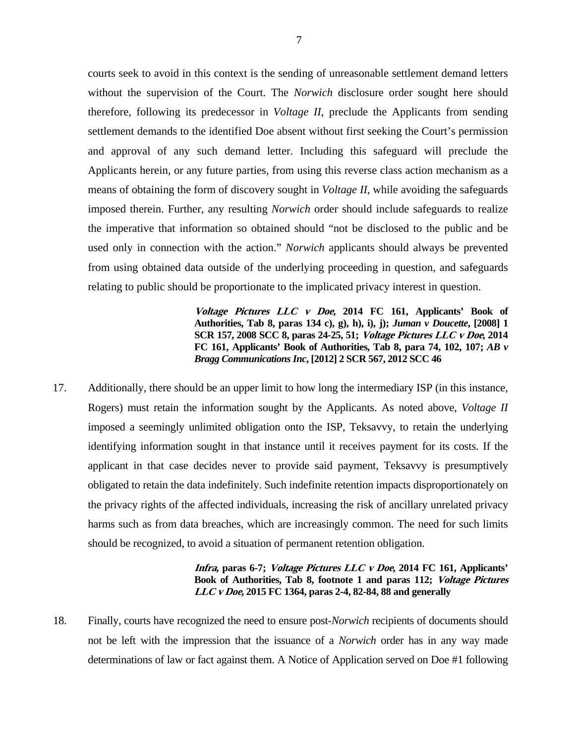courts seek to avoid in this context is the sending of unreasonable settlement demand letters without the supervision of the Court. The *Norwich* disclosure order sought here should therefore, following its predecessor in *Voltage II*, preclude the Applicants from sending settlement demands to the identified Doe absent without first seeking the Court's permission and approval of any such demand letter. Including this safeguard will preclude the Applicants herein, or any future parties, from using this reverse class action mechanism as a means of obtaining the form of discovery sought in *Voltage II*, while avoiding the safeguards imposed therein. Further, any resulting *Norwich* order should include safeguards to realize the imperative that information so obtained should "not be disclosed to the public and be used only in connection with the action." *Norwich* applicants should always be prevented from using obtained data outside of the underlying proceeding in question, and safeguards relating to public should be proportionate to the implicated privacy interest in question.

> ***Voltage Pictures LLC v Doe*, 2014 FC 161, Applicants' Book of Authorities, Tab 8, paras 134 c), g), h), i), j); *Juman v Doucette*, [2008] 1 SCR 157, 2008 SCC 8, paras 24-25, 51; *Voltage Pictures LLC v Doe*, 2014 FC 161, Applicants' Book of Authorities, Tab 8, para 74, 102, 107; *AB v Bragg Communications Inc*, [2012] 2 SCR 567, 2012 SCC 46**

17. Additionally, there should be an upper limit to how long the intermediary ISP (in this instance, Rogers) must retain the information sought by the Applicants. As noted above, *Voltage II* imposed a seemingly unlimited obligation onto the ISP, Teksavvy, to retain the underlying identifying information sought in that instance until it receives payment for its costs. If the applicant in that case decides never to provide said payment, Teksavvy is presumptively obligated to retain the data indefinitely. Such indefinite retention impacts disproportionately on the privacy rights of the affected individuals, increasing the risk of ancillary unrelated privacy harms such as from data breaches, which are increasingly common. The need for such limits should be recognized, to avoid a situation of permanent retention obligation.

> ***Infra*, paras 6-7; *Voltage Pictures LLC v Doe*, 2014 FC 161, Applicants' Book of Authorities, Tab 8, footnote 1 and paras 112; *Voltage Pictures LLC v Doe*, 2015 FC 1364, paras 2-4, 82-84, 88 and generally**

18. Finally, courts have recognized the need to ensure post-*Norwich* recipients of documents should not be left with the impression that the issuance of a *Norwich* order has in any way made determinations of law or fact against them. A Notice of Application served on Doe #1 following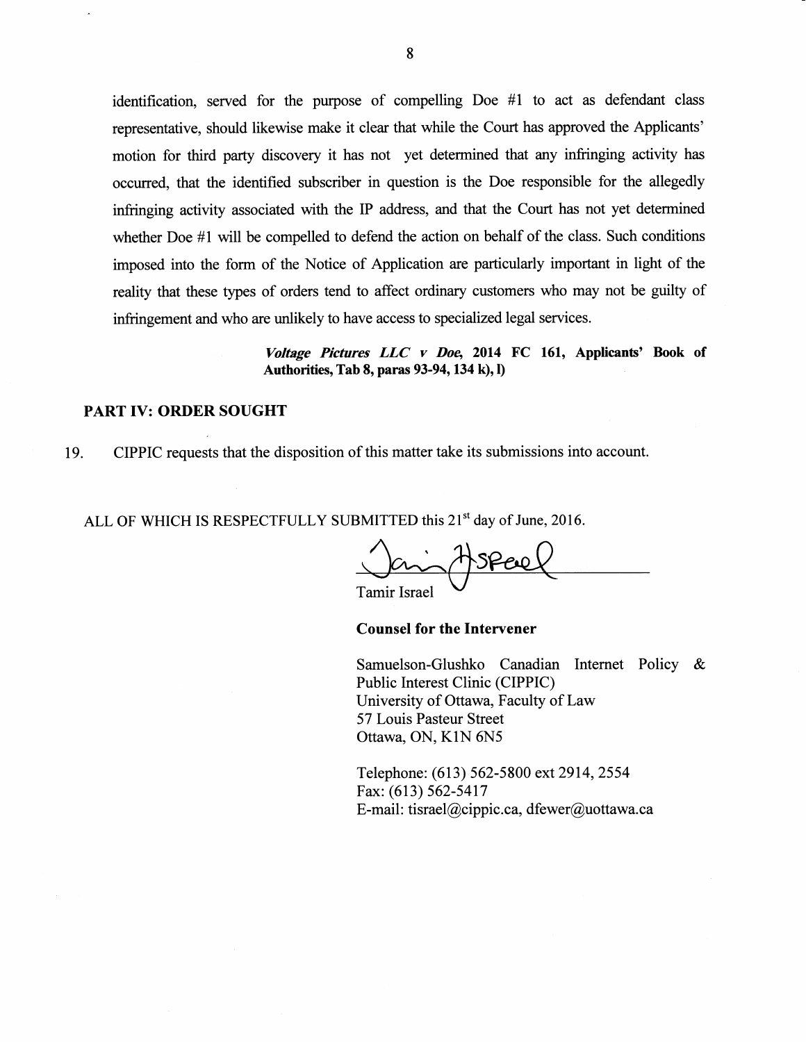identification, served for the purpose of compelling Doe #1 to act as defendant class representative, should likewise make it clear that while the Court has approved the Applicants' motion for third party discovery it has not yet determined that any infringing activity has occurred, that the identified subscriber in question is the Doe responsible for the allegedly infringing activity associated with the IP address, and that the Court has not yet determined whether Doe #1 will be compelled to defend the action on behalf of the class. Such conditions imposed into the form of the Notice of Application are particularly important in light of the reality that these types of orders tend to affect ordinary customers who may not be guilty of infringement and who are unlikely to have access to specialized legal services.

> ***Voltage Pictures LLC v Doe*, 2014 FC 161, Applicants' Book of Authorities, Tab 8, paras 93-94, 134 k), l)**

## PART IV: ORDER SOUGHT

19. CIPPIC requests that the disposition of this matter take its submissions into account.

ALL OF WHICH IS RESPECTFULLY SUBMITTED this 21st day of June, 2016.

Tamir Israel

**Counsel for the Intervener**

Samuelson-Glushko Canadian Internet Policy & Public Interest Clinic (CIPPIC)
University of Ottawa, Faculty of Law
57 Louis Pasteur Street
Ottawa, ON, K1N 6N5

Telephone: (613) 562-5800 ext 2914, 2554
Fax: (613) 562-5417
E-mail: tisrael@cippic.ca, dfewer@uottawa.ca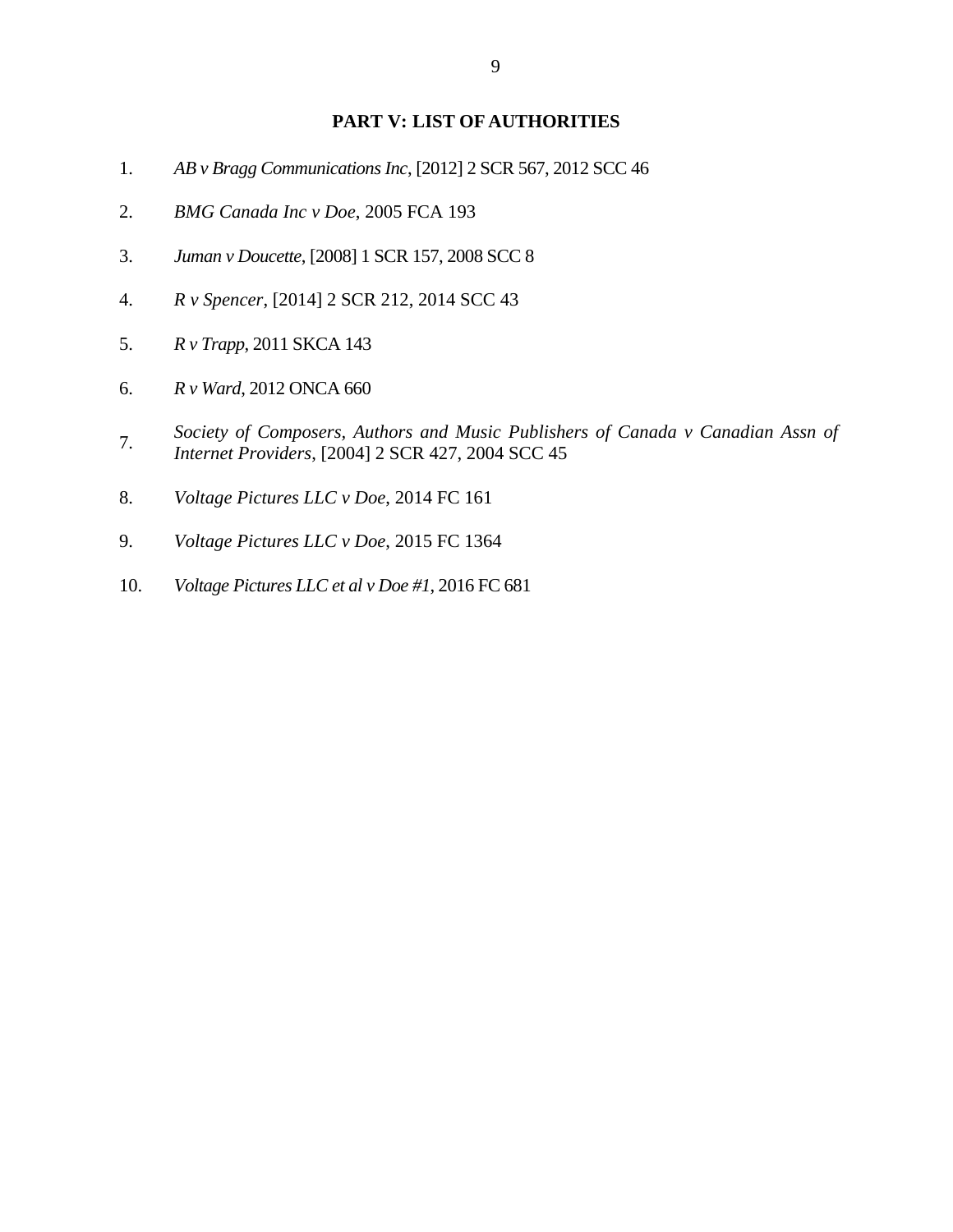## PART V: LIST OF AUTHORITIES

1. *AB v Bragg Communications Inc*, [2012] 2 SCR 567, 2012 SCC 46

2. *BMG Canada Inc v Doe*, 2005 FCA 193

3. *Juman v Doucette*, [2008] 1 SCR 157, 2008 SCC 8

4. *R v Spencer*, [2014] 2 SCR 212, 2014 SCC 43

5. *R v Trapp*, 2011 SKCA 143

6. *R v Ward*, 2012 ONCA 660

7. *Society of Composers, Authors and Music Publishers of Canada v Canadian Assn of Internet Providers*, [2004] 2 SCR 427, 2004 SCC 45

8. *Voltage Pictures LLC v Doe*, 2014 FC 161

9. *Voltage Pictures LLC v Doe*, 2015 FC 1364

10. *Voltage Pictures LLC et al v Doe #1*, 2016 FC 681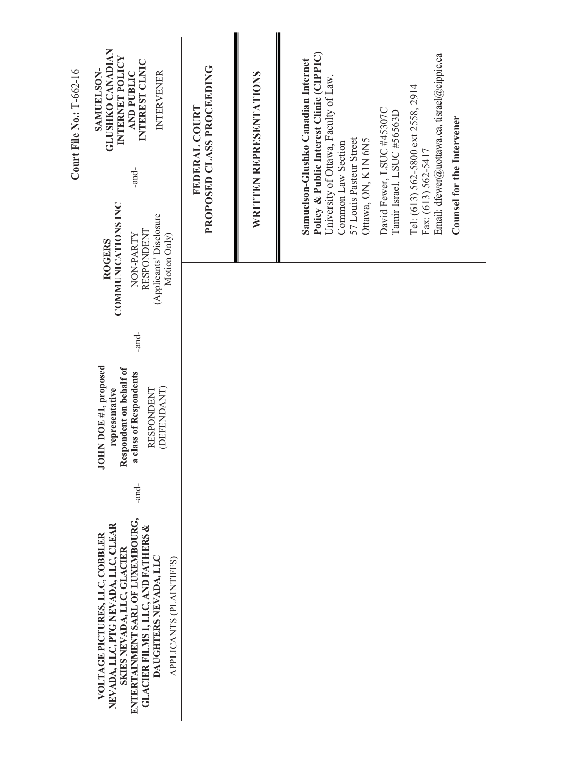Court File No.: T-662-16

**VOLTAGE PICTURES, LLC, COBBLER NEVADA, LLC, PTG NEVADA, LLC, CLEAR SKIES NEVADA, LLC, GLACIER ENTERTAINMENT SARL OF LUXEMBOURG, GLACIER FILMS 1, LLC, AND FATHERS & DAUGHTERS NEVADA, LLC**

APPLICANTS (PLAINTIFFS)

-and-

**JOHN DOE #1, proposed representative Respondent on behalf of a class of Respondents**

RESPONDENT (DEFENDANT)

-and-

**ROGERS COMMUNICATIONS INC**

NON-PARTY RESPONDENT (Applicants' Disclosure Motion Only)

-and-

**SAMUELSON-GLUSHKO CANADIAN INTERNET POLICY AND PUBLIC INTEREST CLNIC**

INTERVENER

**FEDERAL COURT**
**PROPOSED CLASS PROCEEDING**

**WRITTEN REPRESENTATIONS**

**Samuelson-Glushko Canadian Internet Policy & Public Interest Clinic (CIPPIC)**
University of Ottawa, Faculty of Law,
Common Law Section
57 Louis Pasteur Street
Ottawa, ON, K1N 6N5

David Fewer, LSUC #45307C
Tamir Israel, LSUC #56563D

Tel: (613) 562-5800 ext 2558, 2914
Fax: (613) 562-5417
Email: dfewer@uottawa.ca, tisrael@cippic.ca

**Counsel for the Intervener**